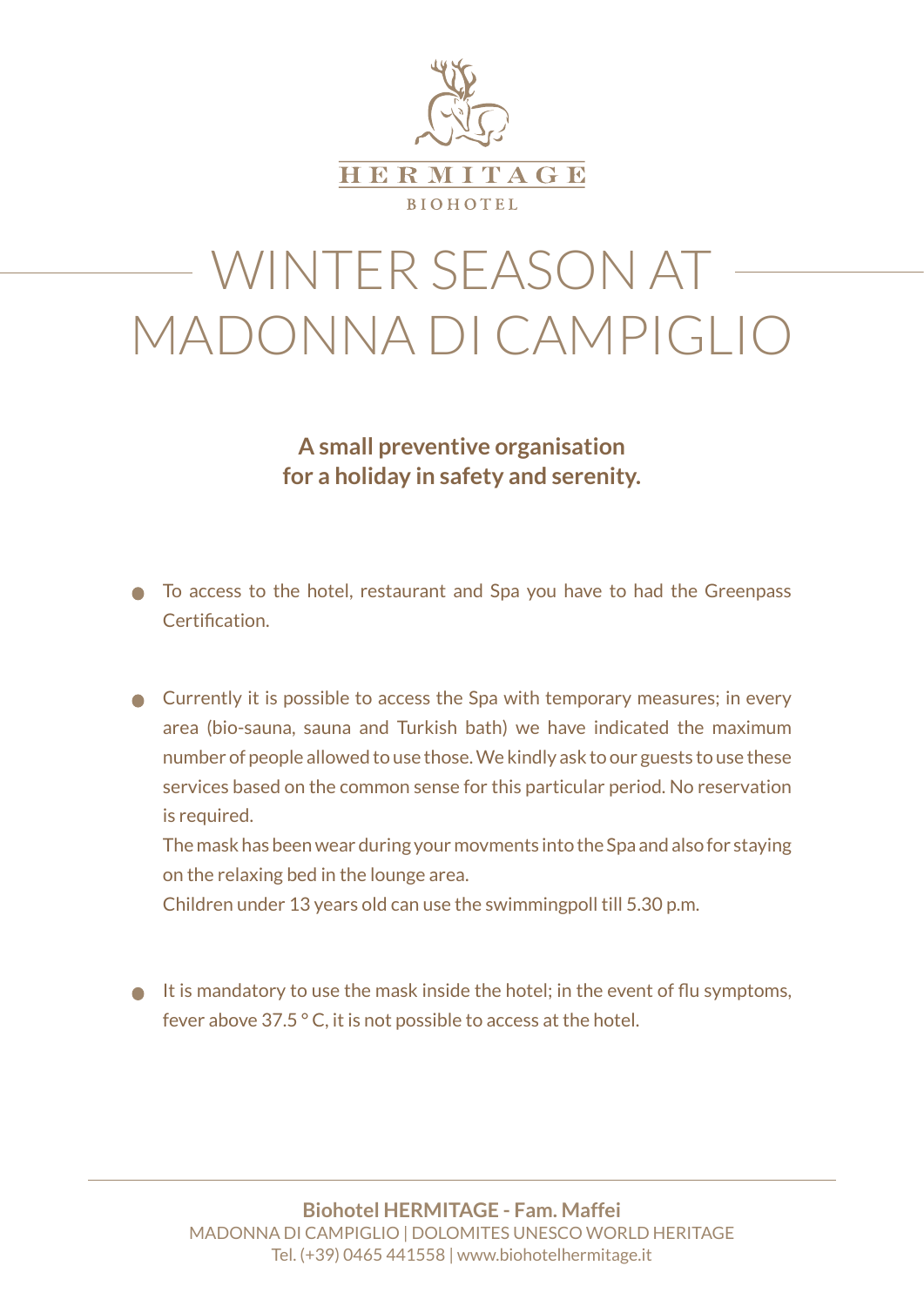HERMITAGE

BIOHOTEL

# WINTER SEASON AT MADONNA DI CAMPIGLIO

**A small preventive organisation for a holiday in safety and serenity.**

- To access to the hotel, restaurant and Spa you have to had the Greenpass Certification.

- Currently it is possible to access the Spa with temporary measures; in every area (bio-sauna, sauna and Turkish bath) we have indicated the maximum number of people allowed to use those. We kindly ask to our guests to use these services based on the common sense for this particular period. No reservation is required.
  The mask has been wear during your movments into the Spa and also for staying on the relaxing bed in the lounge area.
  Children under 13 years old can use the swimmingpoll till 5.30 p.m.

- It is mandatory to use the mask inside the hotel; in the event of flu symptoms, fever above 37.5 ° C, it is not possible to access at the hotel.

**Biohotel HERMITAGE - Fam. Maffei**
MADONNA DI CAMPIGLIO | DOLOMITES UNESCO WORLD HERITAGE
Tel. (+39) 0465 441558 | www.biohotelhermitage.it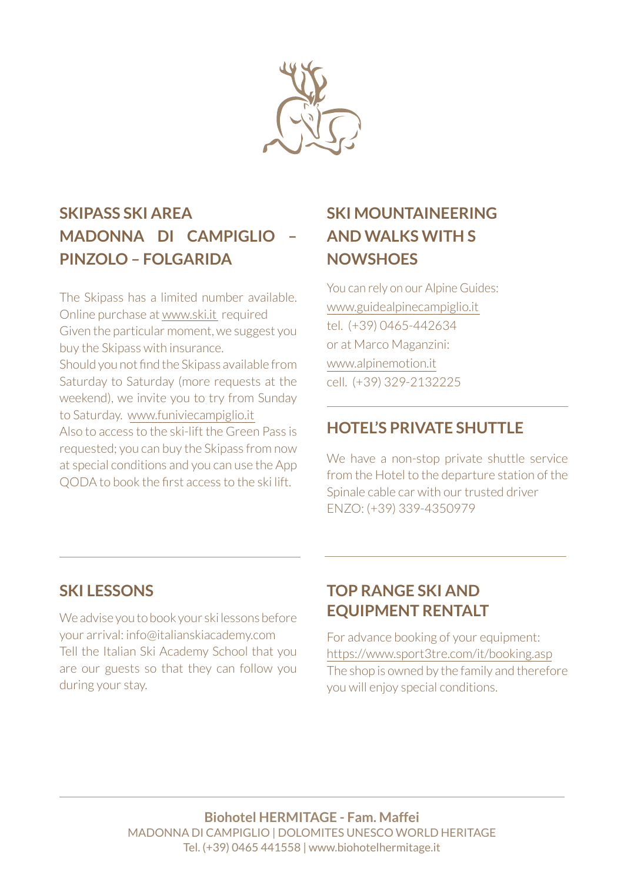## SKIPASS SKI AREA MADONNA DI CAMPIGLIO – PINZOLO – FOLGARIDA

The Skipass has a limited number available. Online purchase at www.ski.it required
Given the particular moment, we suggest you buy the Skipass with insurance.
Should you not find the Skipass available from Saturday to Saturday (more requests at the weekend), we invite you to try from Sunday to Saturday. www.funiviecampiglio.it
Also to access to the ski-lift the Green Pass is requested; you can buy the Skipass from now at special conditions and you can use the App QODA to book the first access to the ski lift.

## SKI MOUNTAINEERING AND WALKS WITH S NOWSHOES

You can rely on our Alpine Guides:
www.guidealpinecampiglio.it
tel. (+39) 0465-442634
or at Marco Maganzini:
www.alpinemotion.it
cell. (+39) 329-2132225

## HOTEL'S PRIVATE SHUTTLE

We have a non-stop private shuttle service from the Hotel to the departure station of the Spinale cable car with our trusted driver ENZO: (+39) 339-4350979

## SKI LESSONS

We advise you to book your ski lessons before your arrival: info@italianskiacademy.com
Tell the Italian Ski Academy School that you are our guests so that they can follow you during your stay.

## TOP RANGE SKI AND EQUIPMENT RENTALT

For advance booking of your equipment:
https://www.sport3tre.com/it/booking.asp
The shop is owned by the family and therefore you will enjoy special conditions.

**Biohotel HERMITAGE - Fam. Maffei**
MADONNA DI CAMPIGLIO | DOLOMITES UNESCO WORLD HERITAGE
Tel. (+39) 0465 441558 | www.biohotelhermitage.it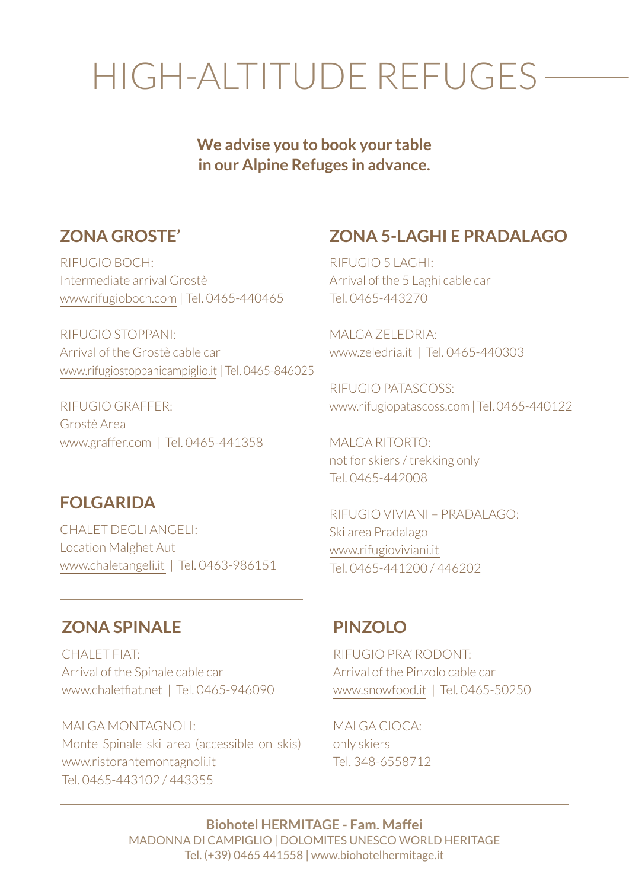# HIGH-ALTITUDE REFUGES

**We advise you to book your table in our Alpine Refuges in advance.**

## ZONA GROSTE'

RIFUGIO BOCH:
Intermediate arrival Grostè
www.rifugioboch.com | Tel. 0465-440465

RIFUGIO STOPPANI:
Arrival of the Grostè cable car
www.rifugiostoppanicampiglio.it | Tel. 0465-846025

RIFUGIO GRAFFER:
Grostè Area
www.graffer.com | Tel. 0465-441358

## FOLGARIDA

CHALET DEGLI ANGELI:
Location Malghet Aut
www.chaletangeli.it | Tel. 0463-986151

## ZONA 5-LAGHI E PRADALAGO

RIFUGIO 5 LAGHI:
Arrival of the 5 Laghi cable car
Tel. 0465-443270

MALGA ZELEDRIA:
www.zeledria.it | Tel. 0465-440303

RIFUGIO PATASCOSS:
www.rifugiopatascoss.com | Tel. 0465-440122

MALGA RITORTO:
not for skiers / trekking only
Tel. 0465-442008

RIFUGIO VIVIANI – PRADALAGO:
Ski area Pradalago
www.rifugioviviani.it
Tel. 0465-441200 / 446202

## ZONA SPINALE

CHALET FIAT:
Arrival of the Spinale cable car
www.chaletfiat.net | Tel. 0465-946090

MALGA MONTAGNOLI:
Monte Spinale ski area (accessible on skis)
www.ristorantemontagnoli.it
Tel. 0465-443102 / 443355

## PINZOLO

RIFUGIO PRA' RODONT:
Arrival of the Pinzolo cable car
www.snowfood.it | Tel. 0465-50250

MALGA CIOCA:
only skiers
Tel. 348-6558712

**Biohotel HERMITAGE - Fam. Maffei**
MADONNA DI CAMPIGLIO | DOLOMITES UNESCO WORLD HERITAGE
Tel. (+39) 0465 441558 | www.biohotelhermitage.it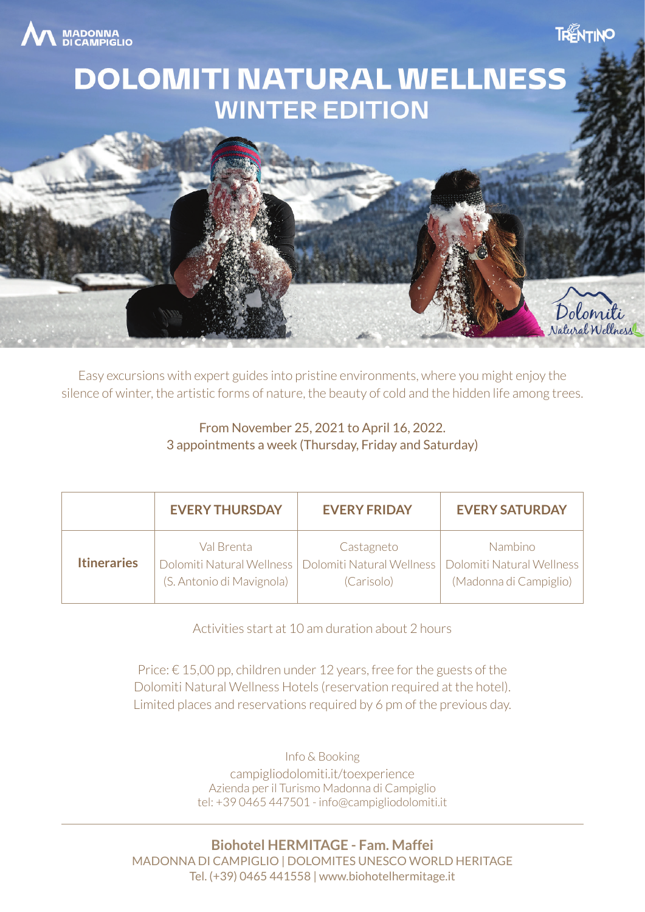MADONNA DI CAMPIGLIO

TRENTINO

# DOLOMITI NATURAL WELLNESS
## WINTER EDITION

Dolomiti Natural Wellness

Easy excursions with expert guides into pristine environments, where you might enjoy the silence of winter, the artistic forms of nature, the beauty of cold and the hidden life among trees.

From November 25, 2021 to April 16, 2022.
3 appointments a week (Thursday, Friday and Saturday)

| | **EVERY THURSDAY** | **EVERY FRIDAY** | **EVERY SATURDAY** |
|---|---|---|---|
| **Itineraries** | Val Brenta Dolomiti Natural Wellness (S. Antonio di Mavignola) | Castagneto Dolomiti Natural Wellness (Carisolo) | Nambino Dolomiti Natural Wellness (Madonna di Campiglio) |

Activities start at 10 am duration about 2 hours

Price: € 15,00 pp, children under 12 years, free for the guests of the Dolomiti Natural Wellness Hotels (reservation required at the hotel).
Limited places and reservations required by 6 pm of the previous day.

Info & Booking
campigliodolomiti.it/toexperience
Azienda per il Turismo Madonna di Campiglio
tel: +39 0465 447501 - info@campigliodolomiti.it

**Biohotel HERMITAGE - Fam. Maffei**
MADONNA DI CAMPIGLIO | DOLOMITES UNESCO WORLD HERITAGE
Tel. (+39) 0465 441558 | www.biohotelhermitage.it